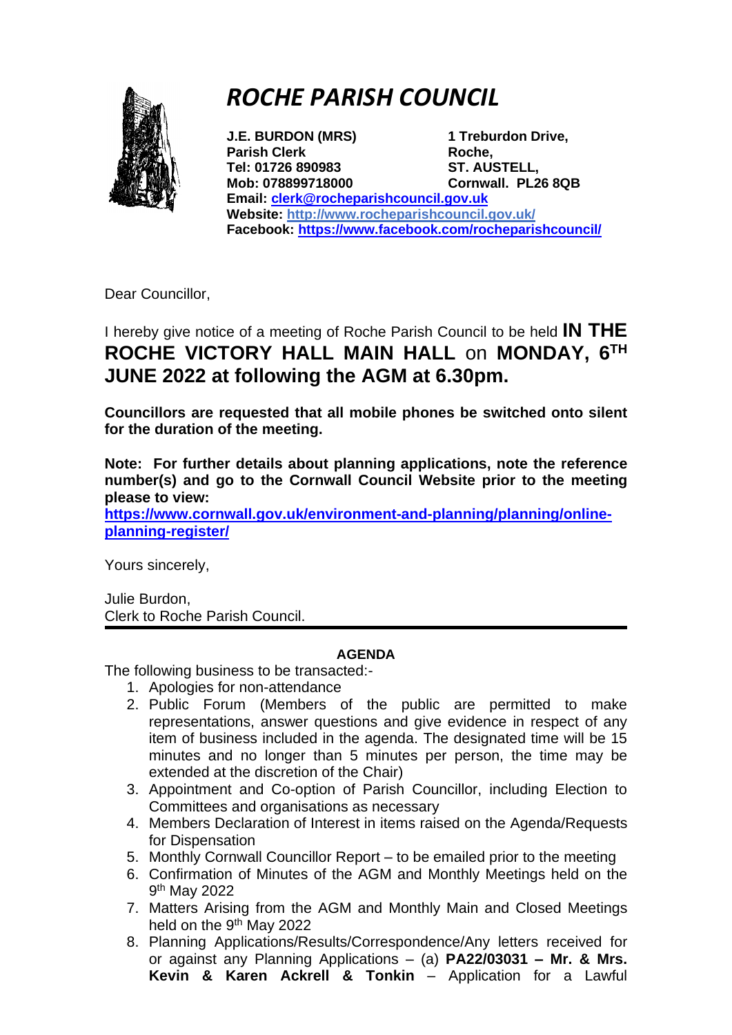# *ROCHE PARISH COUNCIL*

**J.E. BURDON (MRS)**
**Parish Clerk**
**Tel: 01726 890983**
**Mob: 078899718000**

**1 Treburdon Drive,**
**Roche,**
**ST. AUSTELL,**
**Cornwall. PL26 8QB**

**Email: clerk@rocheparishcouncil.gov.uk**
**Website: http://www.rocheparishcouncil.gov.uk/**
**Facebook: https://www.facebook.com/rocheparishcouncil/**

Dear Councillor,

I hereby give notice of a meeting of Roche Parish Council to be held **IN THE ROCHE VICTORY HALL MAIN HALL** on **MONDAY, 6TH JUNE 2022 at following the AGM at 6.30pm.**

**Councillors are requested that all mobile phones be switched onto silent for the duration of the meeting.**

**Note: For further details about planning applications, note the reference number(s) and go to the Cornwall Council Website prior to the meeting please to view:**
**https://www.cornwall.gov.uk/environment-and-planning/planning/online-planning-register/**

Yours sincerely,

Julie Burdon,
Clerk to Roche Parish Council.

---

**AGENDA**

The following business to be transacted:-

1. Apologies for non-attendance
2. Public Forum (Members of the public are permitted to make representations, answer questions and give evidence in respect of any item of business included in the agenda. The designated time will be 15 minutes and no longer than 5 minutes per person, the time may be extended at the discretion of the Chair)
3. Appointment and Co-option of Parish Councillor, including Election to Committees and organisations as necessary
4. Members Declaration of Interest in items raised on the Agenda/Requests for Dispensation
5. Monthly Cornwall Councillor Report – to be emailed prior to the meeting
6. Confirmation of Minutes of the AGM and Monthly Meetings held on the 9th May 2022
7. Matters Arising from the AGM and Monthly Main and Closed Meetings held on the 9th May 2022
8. Planning Applications/Results/Correspondence/Any letters received for or against any Planning Applications – (a) **PA22/03031 – Mr. & Mrs. Kevin & Karen Ackrell & Tonkin** – Application for a Lawful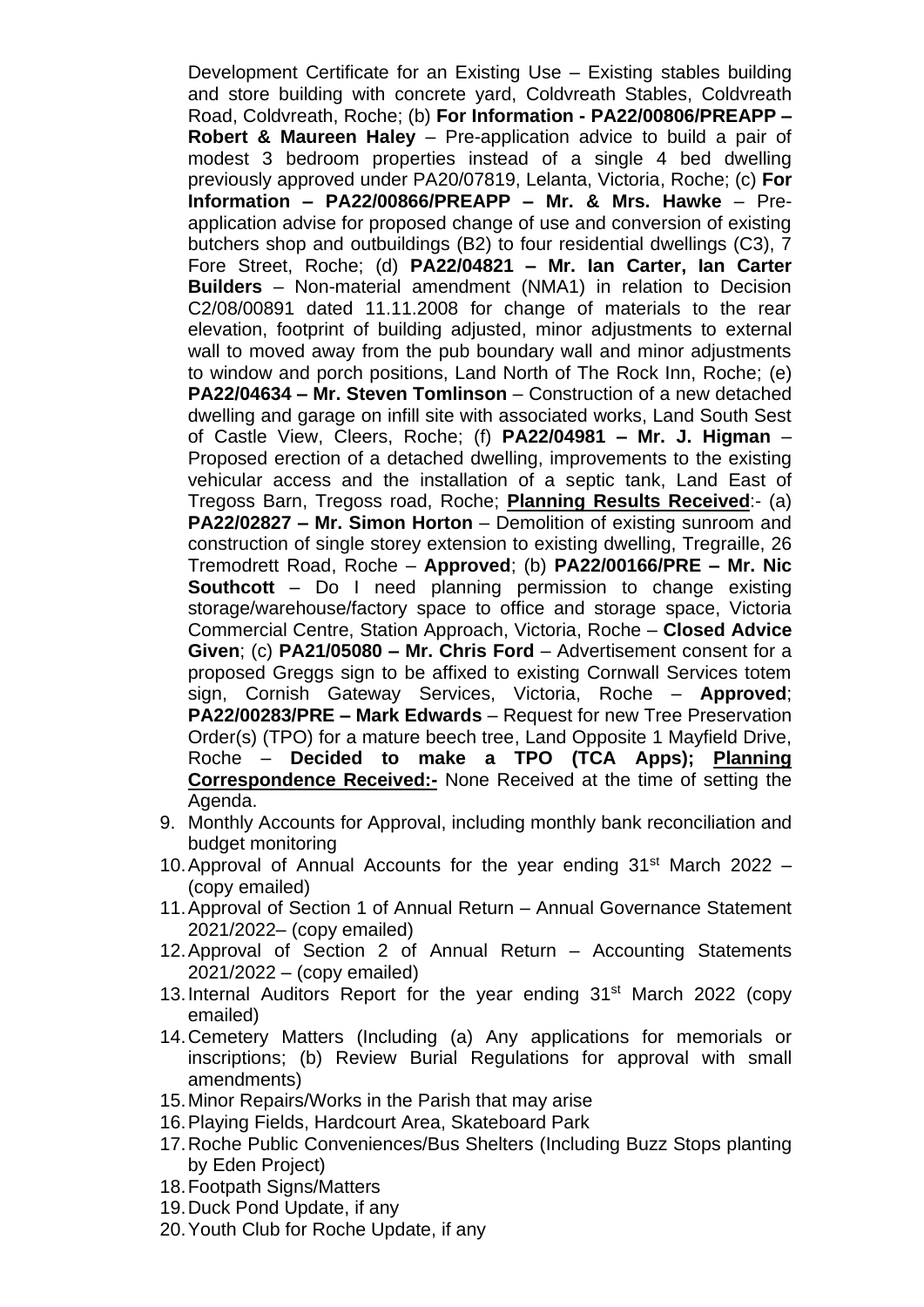Development Certificate for an Existing Use – Existing stables building and store building with concrete yard, Coldvreath Stables, Coldvreath Road, Coldvreath, Roche; (b) **For Information - PA22/00806/PREAPP – Robert & Maureen Haley** – Pre-application advice to build a pair of modest 3 bedroom properties instead of a single 4 bed dwelling previously approved under PA20/07819, Lelanta, Victoria, Roche; (c) **For Information – PA22/00866/PREAPP – Mr. & Mrs. Hawke** – Pre-application advise for proposed change of use and conversion of existing butchers shop and outbuildings (B2) to four residential dwellings (C3), 7 Fore Street, Roche; (d) **PA22/04821 – Mr. Ian Carter, Ian Carter Builders** – Non-material amendment (NMA1) in relation to Decision C2/08/00891 dated 11.11.2008 for change of materials to the rear elevation, footprint of building adjusted, minor adjustments to external wall to moved away from the pub boundary wall and minor adjustments to window and porch positions, Land North of The Rock Inn, Roche; (e) **PA22/04634 – Mr. Steven Tomlinson** – Construction of a new detached dwelling and garage on infill site with associated works, Land South Sest of Castle View, Cleers, Roche; (f) **PA22/04981 – Mr. J. Higman** – Proposed erection of a detached dwelling, improvements to the existing vehicular access and the installation of a septic tank, Land East of Tregoss Barn, Tregoss road, Roche; **Planning Results Received**:- (a) **PA22/02827 – Mr. Simon Horton** – Demolition of existing sunroom and construction of single storey extension to existing dwelling, Tregraille, 26 Tremodrett Road, Roche – **Approved**; (b) **PA22/00166/PRE – Mr. Nic Southcott** – Do I need planning permission to change existing storage/warehouse/factory space to office and storage space, Victoria Commercial Centre, Station Approach, Victoria, Roche – **Closed Advice Given**; (c) **PA21/05080 – Mr. Chris Ford** – Advertisement consent for a proposed Greggs sign to be affixed to existing Cornwall Services totem sign, Cornish Gateway Services, Victoria, Roche – **Approved**; **PA22/00283/PRE – Mark Edwards** – Request for new Tree Preservation Order(s) (TPO) for a mature beech tree, Land Opposite 1 Mayfield Drive, Roche – **Decided to make a TPO (TCA Apps); Planning Correspondence Received:-** None Received at the time of setting the Agenda.

9. Monthly Accounts for Approval, including monthly bank reconciliation and budget monitoring
10. Approval of Annual Accounts for the year ending 31st March 2022 – (copy emailed)
11. Approval of Section 1 of Annual Return – Annual Governance Statement 2021/2022– (copy emailed)
12. Approval of Section 2 of Annual Return – Accounting Statements 2021/2022 – (copy emailed)
13. Internal Auditors Report for the year ending 31st March 2022 (copy emailed)
14. Cemetery Matters (Including (a) Any applications for memorials or inscriptions; (b) Review Burial Regulations for approval with small amendments)
15. Minor Repairs/Works in the Parish that may arise
16. Playing Fields, Hardcourt Area, Skateboard Park
17. Roche Public Conveniences/Bus Shelters (Including Buzz Stops planting by Eden Project)
18. Footpath Signs/Matters
19. Duck Pond Update, if any
20. Youth Club for Roche Update, if any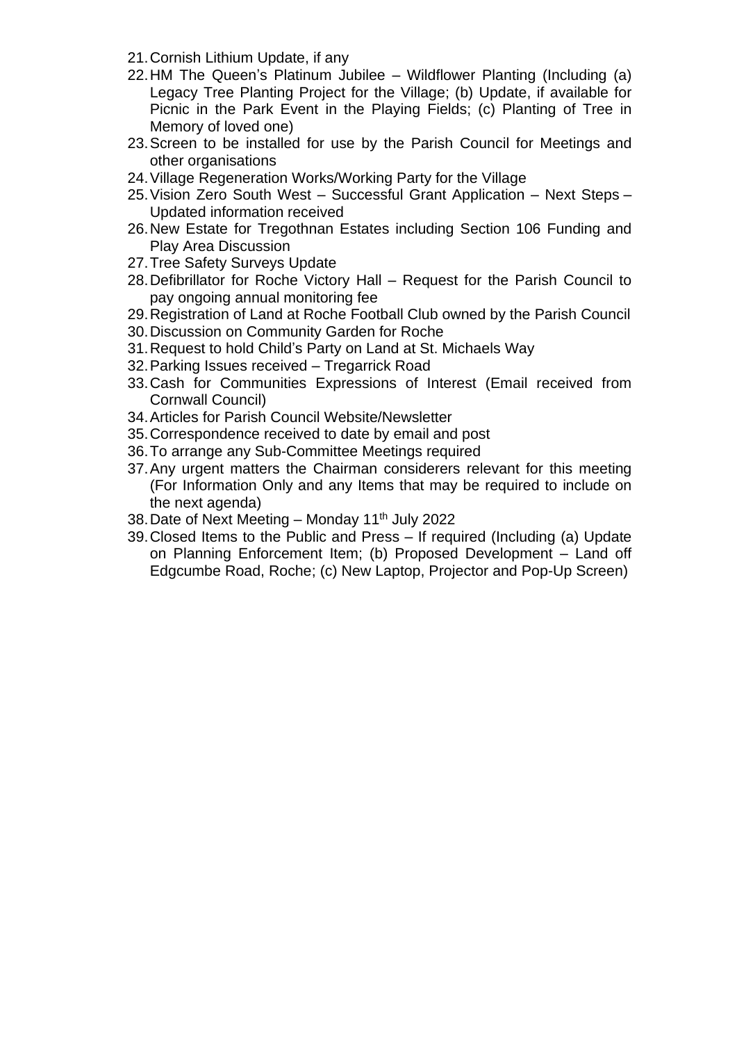21. Cornish Lithium Update, if any
22. HM The Queen's Platinum Jubilee – Wildflower Planting (Including (a) Legacy Tree Planting Project for the Village; (b) Update, if available for Picnic in the Park Event in the Playing Fields; (c) Planting of Tree in Memory of loved one)
23. Screen to be installed for use by the Parish Council for Meetings and other organisations
24. Village Regeneration Works/Working Party for the Village
25. Vision Zero South West – Successful Grant Application – Next Steps – Updated information received
26. New Estate for Tregothnan Estates including Section 106 Funding and Play Area Discussion
27. Tree Safety Surveys Update
28. Defibrillator for Roche Victory Hall – Request for the Parish Council to pay ongoing annual monitoring fee
29. Registration of Land at Roche Football Club owned by the Parish Council
30. Discussion on Community Garden for Roche
31. Request to hold Child's Party on Land at St. Michaels Way
32. Parking Issues received – Tregarrick Road
33. Cash for Communities Expressions of Interest (Email received from Cornwall Council)
34. Articles for Parish Council Website/Newsletter
35. Correspondence received to date by email and post
36. To arrange any Sub-Committee Meetings required
37. Any urgent matters the Chairman considerers relevant for this meeting (For Information Only and any Items that may be required to include on the next agenda)
38. Date of Next Meeting – Monday 11th July 2022
39. Closed Items to the Public and Press – If required (Including (a) Update on Planning Enforcement Item; (b) Proposed Development – Land off Edgcumbe Road, Roche; (c) New Laptop, Projector and Pop-Up Screen)